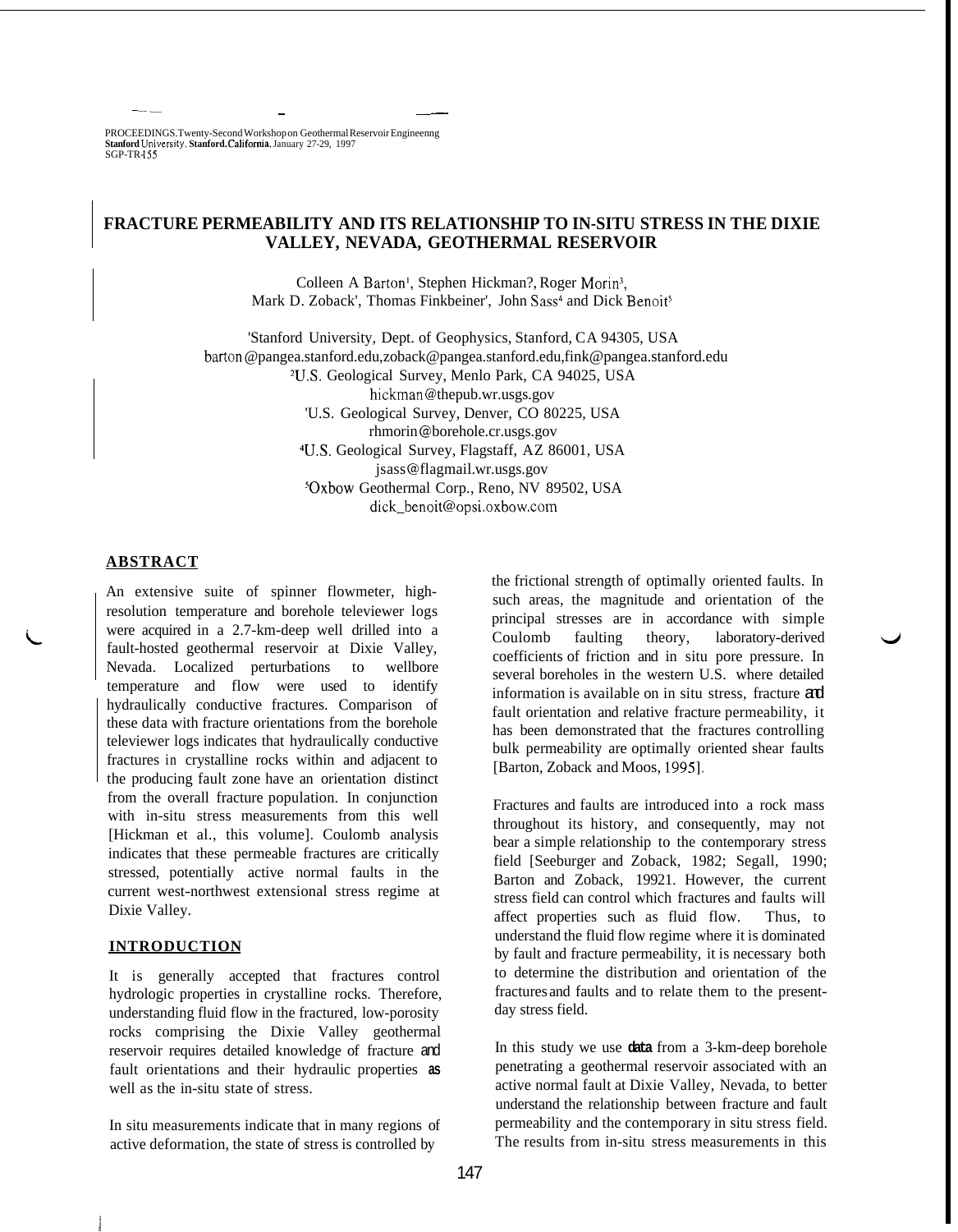PROCEEDINGS. Twenty-Second Workshop on Geothermal Reservoir Engineenng
Stanford University, Stanford. California, January 27-29, 1997
SGP-TR-155

# FRACTURE PERMEABILITY AND ITS RELATIONSHIP TO IN-SITU STRESS IN THE DIXIE VALLEY, NEVADA, GEOTHERMAL RESERVOIR

Colleen A Barton[1], Stephen Hickman[2], Roger Morin[3], Mark D. Zoback[1], Thomas Finkbeiner[1], John Sass[4] and Dick Benoit[5]

[1]Stanford University, Dept. of Geophysics, Stanford, CA 94305, USA
barton@pangea.stanford.edu, zoback@pangea.stanford.edu, fink@pangea.stanford.edu
[2]U.S. Geological Survey, Menlo Park, CA 94025, USA
hickman@thepub.wr.usgs.gov
[3]U.S. Geological Survey, Denver, CO 80225, USA
rhmorin@borehole.cr.usgs.gov
[4]U.S. Geological Survey, Flagstaff, AZ 86001, USA
jsass@flagmail.wr.usgs.gov
[5]Oxbow Geothermal Corp., Reno, NV 89502, USA
dick_benoit@opsi.oxbow.com

## ABSTRACT

An extensive suite of spinner flowmeter, high-resolution temperature and borehole televiewer logs were acquired in a 2.7-km-deep well drilled into a fault-hosted geothermal reservoir at Dixie Valley, Nevada. Localized perturbations to wellbore temperature and flow were used to identify hydraulically conductive fractures. Comparison of these data with fracture orientations from the borehole televiewer logs indicates that hydraulically conductive fractures in crystalline rocks within and adjacent to the producing fault zone have an orientation distinct from the overall fracture population. In conjunction with in-situ stress measurements from this well [Hickman et al., this volume]. Coulomb analysis indicates that these permeable fractures are critically stressed, potentially active normal faults in the current west-northwest extensional stress regime at Dixie Valley.

## INTRODUCTION

It is generally accepted that fractures control hydrologic properties in crystalline rocks. Therefore, understanding fluid flow in the fractured, low-porosity rocks comprising the Dixie Valley geothermal reservoir requires detailed knowledge of fracture and fault orientations and their hydraulic properties as well as the in-situ state of stress.

In situ measurements indicate that in many regions of active deformation, the state of stress is controlled by the frictional strength of optimally oriented faults. In such areas, the magnitude and orientation of the principal stresses are in accordance with simple Coulomb faulting theory, laboratory-derived coefficients of friction and in situ pore pressure. In several boreholes in the western U.S. where detailed information is available on in situ stress, fracture and fault orientation and relative fracture permeability, it has been demonstrated that the fractures controlling bulk permeability are optimally oriented shear faults [Barton, Zoback and Moos, 1995].

Fractures and faults are introduced into a rock mass throughout its history, and consequently, may not bear a simple relationship to the contemporary stress field [Seeburger and Zoback, 1982; Segall, 1990; Barton and Zoback, 1992]. However, the current stress field can control which fractures and faults will affect properties such as fluid flow. Thus, to understand the fluid flow regime where it is dominated by fault and fracture permeability, it is necessary both to determine the distribution and orientation of the fractures and faults and to relate them to the present-day stress field.

In this study we use data from a 3-km-deep borehole penetrating a geothermal reservoir associated with an active normal fault at Dixie Valley, Nevada, to better understand the relationship between fracture and fault permeability and the contemporary in situ stress field. The results from in-situ stress measurements in this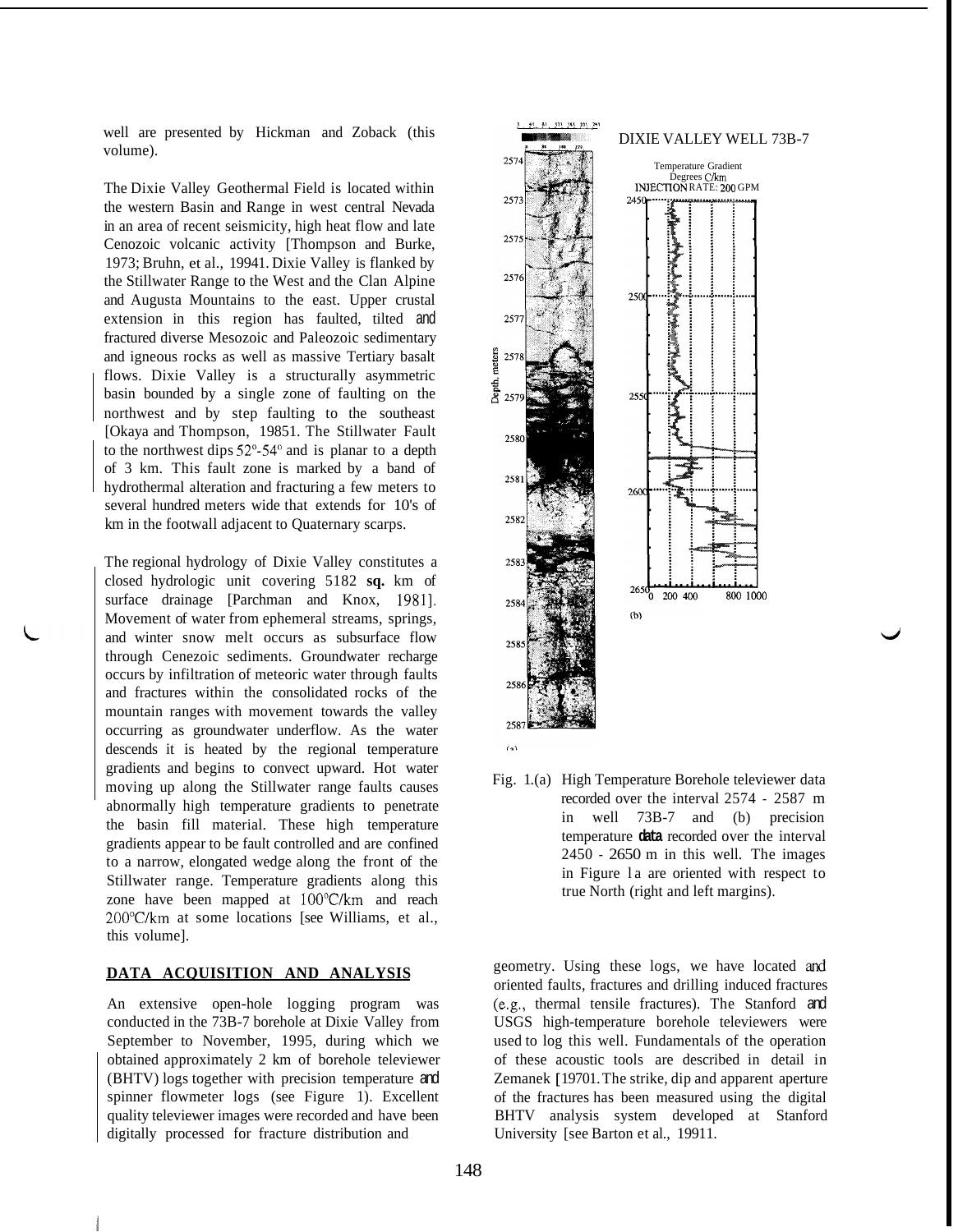well are presented by Hickman and Zoback (this volume).

The Dixie Valley Geothermal Field is located within the western Basin and Range in west central Nevada in an area of recent seismicity, high heat flow and late Cenozoic volcanic activity [Thompson and Burke, 1973; Bruhn, et al., 19941. Dixie Valley is flanked by the Stillwater Range to the West and the Clan Alpine and Augusta Mountains to the east. Upper crustal extension in this region has faulted, tilted and fractured diverse Mesozoic and Paleozoic sedimentary and igneous rocks as well as massive Tertiary basalt flows. Dixie Valley is a structurally asymmetric basin bounded by a single zone of faulting on the northwest and by step faulting to the southeast [Okaya and Thompson, 19851. The Stillwater Fault to the northwest dips 52°-54° and is planar to a depth of 3 km. This fault zone is marked by a band of hydrothermal alteration and fracturing a few meters to several hundred meters wide that extends for 10's of km in the footwall adjacent to Quaternary scarps.

The regional hydrology of Dixie Valley constitutes a closed hydrologic unit covering 5182 **sq.** km of surface drainage [Parchman and Knox, 1981]. Movement of water from ephemeral streams, springs, and winter snow melt occurs as subsurface flow through Cenezoic sediments. Groundwater recharge occurs by infiltration of meteoric water through faults and fractures within the consolidated rocks of the mountain ranges with movement towards the valley occurring as groundwater underflow. As the water descends it is heated by the regional temperature gradients and begins to convect upward. Hot water moving up along the Stillwater range faults causes abnormally high temperature gradients to penetrate the basin fill material. These high temperature gradients appear to be fault controlled and are confined to a narrow, elongated wedge along the front of the Stillwater range. Temperature gradients along this zone have been mapped at 100°C/km and reach 200°C/km at some locations [see Williams, et al., this volume].

Fig. 1.(a) High Temperature Borehole televiewer data recorded over the interval 2574 - 2587 m in well 73B-7 and (b) precision temperature **data** recorded over the interval 2450 - 2650 m in this well. The images in Figure 1a are oriented with respect to true North (right and left margins).

## DATA ACQUISITION AND ANALYSIS

An extensive open-hole logging program was conducted in the 73B-7 borehole at Dixie Valley from September to November, 1995, during which we obtained approximately 2 km of borehole televiewer (BHTV) logs together with precision temperature and spinner flowmeter logs (see Figure 1). Excellent quality televiewer images were recorded and have been digitally processed for fracture distribution and geometry. Using these logs, we have located and oriented faults, fractures and drilling induced fractures (e.g., thermal tensile fractures). The Stanford and USGS high-temperature borehole televiewers were used to log this well. Fundamentals of the operation of these acoustic tools are described in detail in Zemanek [19701. The strike, dip and apparent aperture of the fractures has been measured using the digital BHTV analysis system developed at Stanford University [see Barton et al., 19911.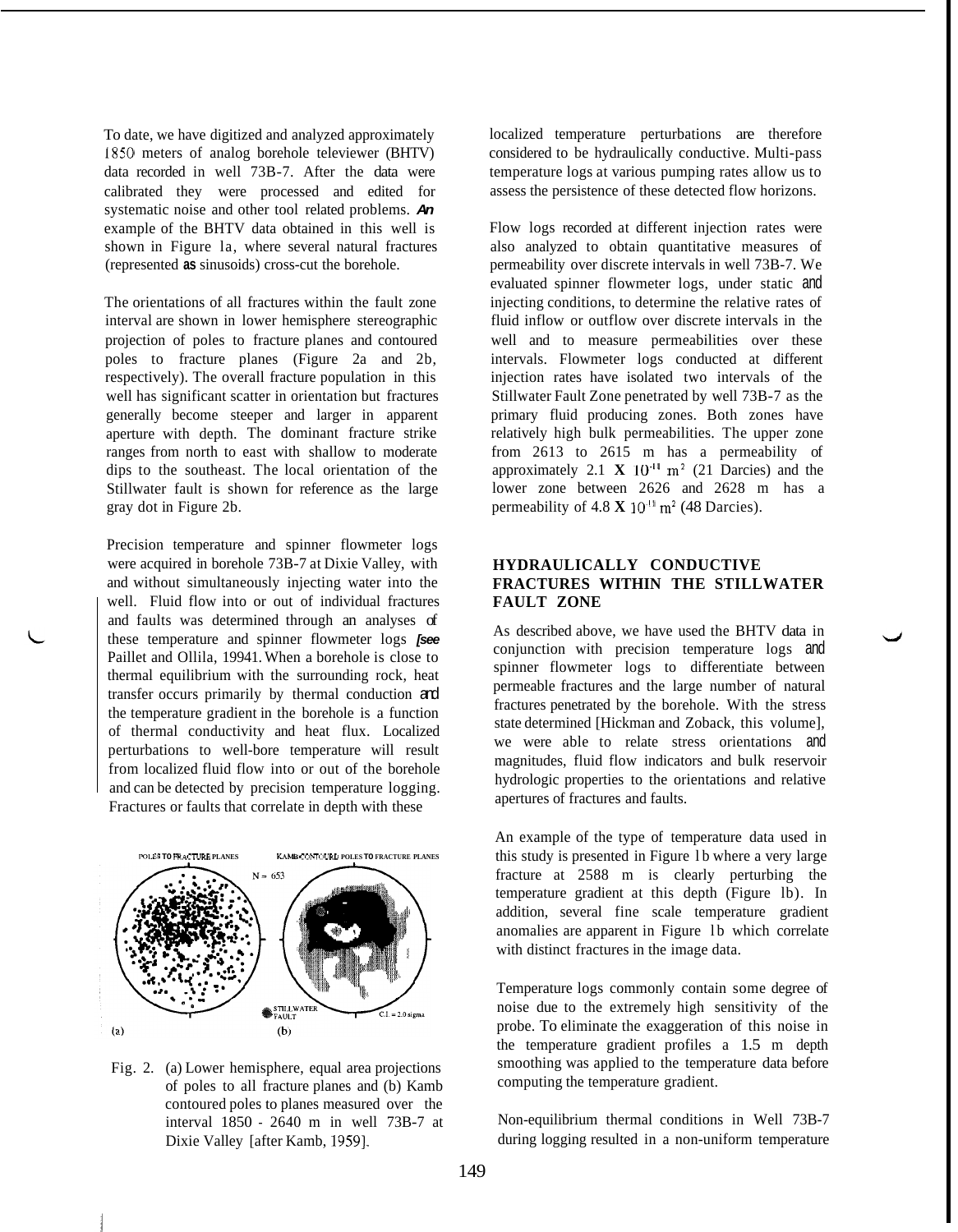To date, we have digitized and analyzed approximately 1850 meters of analog borehole televiewer (BHTV) data recorded in well 73B-7. After the data were calibrated they were processed and edited for systematic noise and other tool related problems. *An* example of the BHTV data obtained in this well is shown in Figure 1a, where several natural fractures (represented **as** sinusoids) cross-cut the borehole.

The orientations of all fractures within the fault zone interval are shown in lower hemisphere stereographic projection of poles to fracture planes and contoured poles to fracture planes (Figure 2a and 2b, respectively). The overall fracture population in this well has significant scatter in orientation but fractures generally become steeper and larger in apparent aperture with depth. The dominant fracture strike ranges from north to east with shallow to moderate dips to the southeast. The local orientation of the Stillwater fault is shown for reference as the large gray dot in Figure 2b.

Precision temperature and spinner flowmeter logs were acquired in borehole 73B-7 at Dixie Valley, with and without simultaneously injecting water into the well. Fluid flow into or out of individual fractures and faults was determined through an analyses of these temperature and spinner flowmeter logs *[see* Paillet and Ollila, 1994]. When a borehole is close to thermal equilibrium with the surrounding rock, heat transfer occurs primarily by thermal conduction and the temperature gradient in the borehole is a function of thermal conductivity and heat flux. Localized perturbations to well-bore temperature will result from localized fluid flow into or out of the borehole and can be detected by precision temperature logging. Fractures or faults that correlate in depth with these localized temperature perturbations are therefore considered to be hydraulically conductive. Multi-pass temperature logs at various pumping rates allow us to assess the persistence of these detected flow horizons.

Fig. 2. (a) Lower hemisphere, equal area projections of poles to all fracture planes and (b) Kamb contoured poles to planes measured over the interval 1850 - 2640 m in well 73B-7 at Dixie Valley [after Kamb, 1959].

Flow logs recorded at different injection rates were also analyzed to obtain quantitative measures of permeability over discrete intervals in well 73B-7. We evaluated spinner flowmeter logs, under static and injecting conditions, to determine the relative rates of fluid inflow or outflow over discrete intervals in the well and to measure permeabilities over these intervals. Flowmeter logs conducted at different injection rates have isolated two intervals of the Stillwater Fault Zone penetrated by well 73B-7 as the primary fluid producing zones. Both zones have relatively high bulk permeabilities. The upper zone from 2613 to 2615 m has a permeability of approximately $2.1 \times 10^{-11}$ $m^2$ (21 Darcies) and the lower zone between 2626 and 2628 m has a permeability of $4.8 \times 10^{-11}$ $m^2$ (48 Darcies).

## HYDRAULICALLY CONDUCTIVE FRACTURES WITHIN THE STILLWATER FAULT ZONE

As described above, we have used the BHTV data in conjunction with precision temperature logs and spinner flowmeter logs to differentiate between permeable fractures and the large number of natural fractures penetrated by the borehole. With the stress state determined [Hickman and Zoback, this volume], we were able to relate stress orientations and magnitudes, fluid flow indicators and bulk reservoir hydrologic properties to the orientations and relative apertures of fractures and faults.

An example of the type of temperature data used in this study is presented in Figure 1b where a very large fracture at 2588 m is clearly perturbing the temperature gradient at this depth (Figure 1b). In addition, several fine scale temperature gradient anomalies are apparent in Figure 1b which correlate with distinct fractures in the image data.

Temperature logs commonly contain some degree of noise due to the extremely high sensitivity of the probe. To eliminate the exaggeration of this noise in the temperature gradient profiles a 1.5 m depth smoothing was applied to the temperature data before computing the temperature gradient.

Non-equilibrium thermal conditions in Well 73B-7 during logging resulted in a non-uniform temperature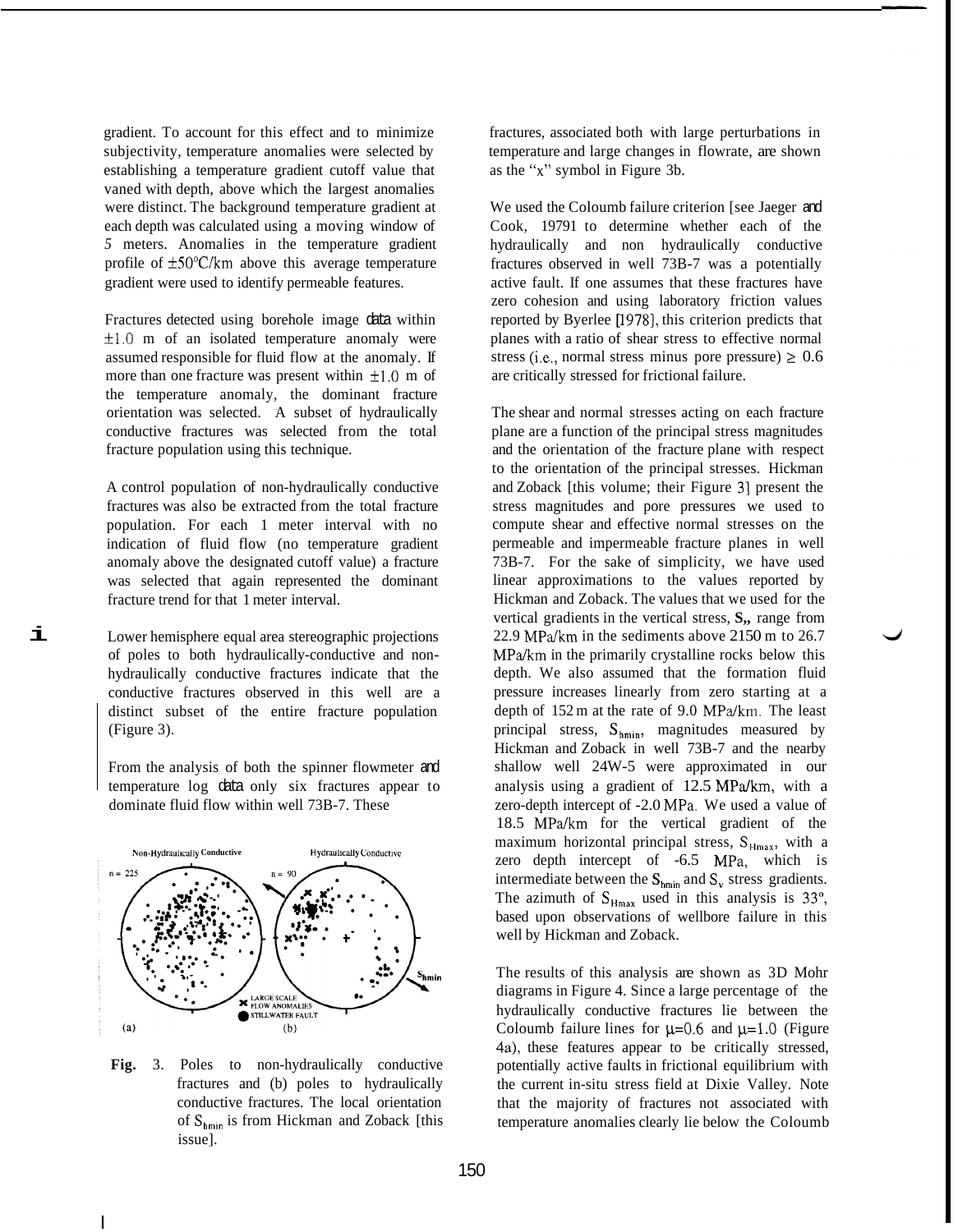gradient. To account for this effect and to minimize subjectivity, temperature anomalies were selected by establishing a temperature gradient cutoff value that varied with depth, above which the largest anomalies were distinct. The background temperature gradient at each depth was calculated using a moving window of 5 meters. Anomalies in the temperature gradient profile of ±50°C/km above this average temperature gradient were used to identify permeable features.

Fractures detected using borehole image data within ±1.0 m of an isolated temperature anomaly were assumed responsible for fluid flow at the anomaly. If more than one fracture was present within ±1.0 m of the temperature anomaly, the dominant fracture orientation was selected. A subset of hydraulically conductive fractures was selected from the total fracture population using this technique.

A control population of non-hydraulically conductive fractures was also be extracted from the total fracture population. For each 1 meter interval with no indication of fluid flow (no temperature gradient anomaly above the designated cutoff value) a fracture was selected that again represented the dominant fracture trend for that 1 meter interval.

Lower hemisphere equal area stereographic projections of poles to both hydraulically-conductive and non-hydraulically conductive fractures indicate that the conductive fractures observed in this well are a distinct subset of the entire fracture population (Figure 3).

From the analysis of both the spinner flowmeter and temperature log data only six fractures appear to dominate fluid flow within well 73B-7. These

**Fig.** 3. Poles to non-hydraulically conductive fractures and (b) poles to hydraulically conductive fractures. The local orientation of $S_{hmin}$ is from Hickman and Zoback [this issue].

fractures, associated both with large perturbations in temperature and large changes in flowrate, are shown as the "x" symbol in Figure 3b.

We used the Coloumb failure criterion [see Jaeger and Cook, 19791 to determine whether each of the hydraulically and non hydraulically conductive fractures observed in well 73B-7 was a potentially active fault. If one assumes that these fractures have zero cohesion and using laboratory friction values reported by Byerlee [1978], this criterion predicts that planes with a ratio of shear stress to effective normal stress (i.e., normal stress minus pore pressure) ≥ 0.6 are critically stressed for frictional failure.

The shear and normal stresses acting on each fracture plane are a function of the principal stress magnitudes and the orientation of the fracture plane with respect to the orientation of the principal stresses. Hickman and Zoback [this volume; their Figure 3] present the stress magnitudes and pore pressures we used to compute shear and effective normal stresses on the permeable and impermeable fracture planes in well 73B-7. For the sake of simplicity, we have used linear approximations to the values reported by Hickman and Zoback. The values that we used for the vertical gradients in the vertical stress, **S,,** range from 22.9 MPa/km in the sediments above 2150 m to 26.7 MPa/km in the primarily crystalline rocks below this depth. We also assumed that the formation fluid pressure increases linearly from zero starting at a depth of 152 m at the rate of 9.0 MPa/km. The least principal stress, $S_{hmin}$, magnitudes measured by Hickman and Zoback in well 73B-7 and the nearby shallow well 24W-5 were approximated in our analysis using a gradient of 12.5 MPa/km, with a zero-depth intercept of -2.0 MPa. We used a value of 18.5 MPa/km for the vertical gradient of the maximum horizontal principal stress, $S_{Hmax}$, with a zero depth intercept of -6.5 MPa, which is intermediate between the $S_{hmin}$ and $S_v$ stress gradients. The azimuth of $S_{Hmax}$ used in this analysis is 33°, based upon observations of wellbore failure in this well by Hickman and Zoback.

The results of this analysis are shown as 3D Mohr diagrams in Figure 4. Since a large percentage of the hydraulically conductive fractures lie between the Coloumb failure lines for $\mu$=0.6 and $\mu$=1.0 (Figure 4a), these features appear to be critically stressed, potentially active faults in frictional equilibrium with the current in-situ stress field at Dixie Valley. Note that the majority of fractures not associated with temperature anomalies clearly lie below the Coloumb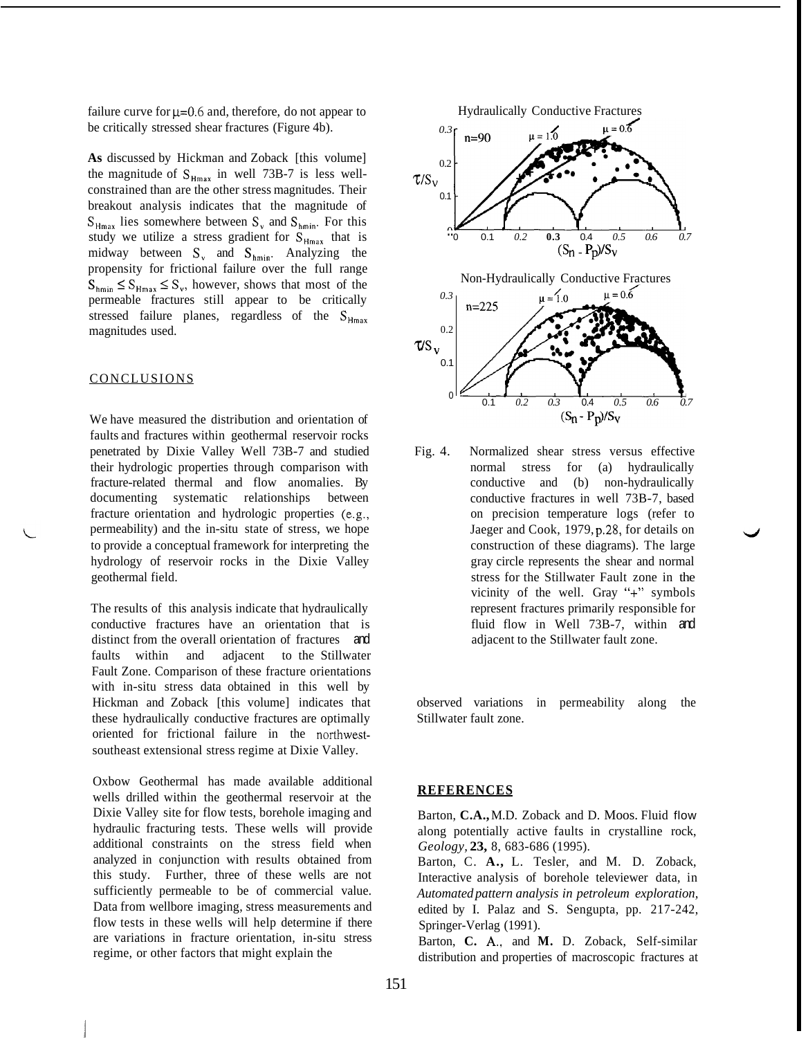failure curve for $\mu$=0.6 and, therefore, do not appear to be critically stressed shear fractures (Figure 4b).

**As** discussed by Hickman and Zoback [this volume] the magnitude of $S_{Hmax}$ in well 73B-7 is less well-constrained than are the other stress magnitudes. Their breakout analysis indicates that the magnitude of $S_{Hmax}$ lies somewhere between $S_v$ and $S_{hmin}$. For this study we utilize a stress gradient for $S_{Hmax}$ that is midway between $S_v$ and $S_{hmin}$. Analyzing the propensity for frictional failure over the full range $S_{hmin} \leq S_{Hmax} \leq S_v$, however, shows that most of the permeable fractures still appear to be critically stressed failure planes, regardless of the $S_{Hmax}$ magnitudes used.

## CONCLUSIONS

We have measured the distribution and orientation of faults and fractures within geothermal reservoir rocks penetrated by Dixie Valley Well 73B-7 and studied their hydrologic properties through comparison with fracture-related thermal and flow anomalies. By documenting systematic relationships between fracture orientation and hydrologic properties (e.g., permeability) and the in-situ state of stress, we hope to provide a conceptual framework for interpreting the hydrology of reservoir rocks in the Dixie Valley geothermal field.

The results of this analysis indicate that hydraulically conductive fractures have an orientation that is distinct from the overall orientation of fractures and faults within and adjacent to the Stillwater Fault Zone. Comparison of these fracture orientations with in-situ stress data obtained in this well by Hickman and Zoback [this volume] indicates that these hydraulically conductive fractures are optimally oriented for frictional failure in the northwest-southeast extensional stress regime at Dixie Valley.

Oxbow Geothermal has made available additional wells drilled within the geothermal reservoir at the Dixie Valley site for flow tests, borehole imaging and hydraulic fracturing tests. These wells will provide additional constraints on the stress field when analyzed in conjunction with results obtained from this study. Further, three of these wells are not sufficiently permeable to be of commercial value. Data from wellbore imaging, stress measurements and flow tests in these wells will help determine if there are variations in fracture orientation, in-situ stress regime, or other factors that might explain the observed variations in permeability along the Stillwater fault zone.

Fig. 4. Normalized shear stress versus effective normal stress for (a) hydraulically conductive and (b) non-hydraulically conductive fractures in well 73B-7, based on precision temperature logs (refer to Jaeger and Cook, 1979, p.28, for details on construction of these diagrams). The large gray circle represents the shear and normal stress for the Stillwater Fault zone in the vicinity of the well. Gray "+" symbols represent fractures primarily responsible for fluid flow in Well 73B-7, within and adjacent to the Stillwater fault zone.

## REFERENCES

Barton, **C.A.,** M.D. Zoback and D. Moos. Fluid flow along potentially active faults in crystalline rock, *Geology*, **23,** 8, 683-686 (1995).

Barton, C. **A.,** L. Tesler, and M. D. Zoback, Interactive analysis of borehole televiewer data, in *Automated pattern analysis in petroleum exploration*, edited by I. Palaz and S. Sengupta, pp. 217-242, Springer-Verlag (1991).

Barton, **C.** A., and **M.** D. Zoback, Self-similar distribution and properties of macroscopic fractures at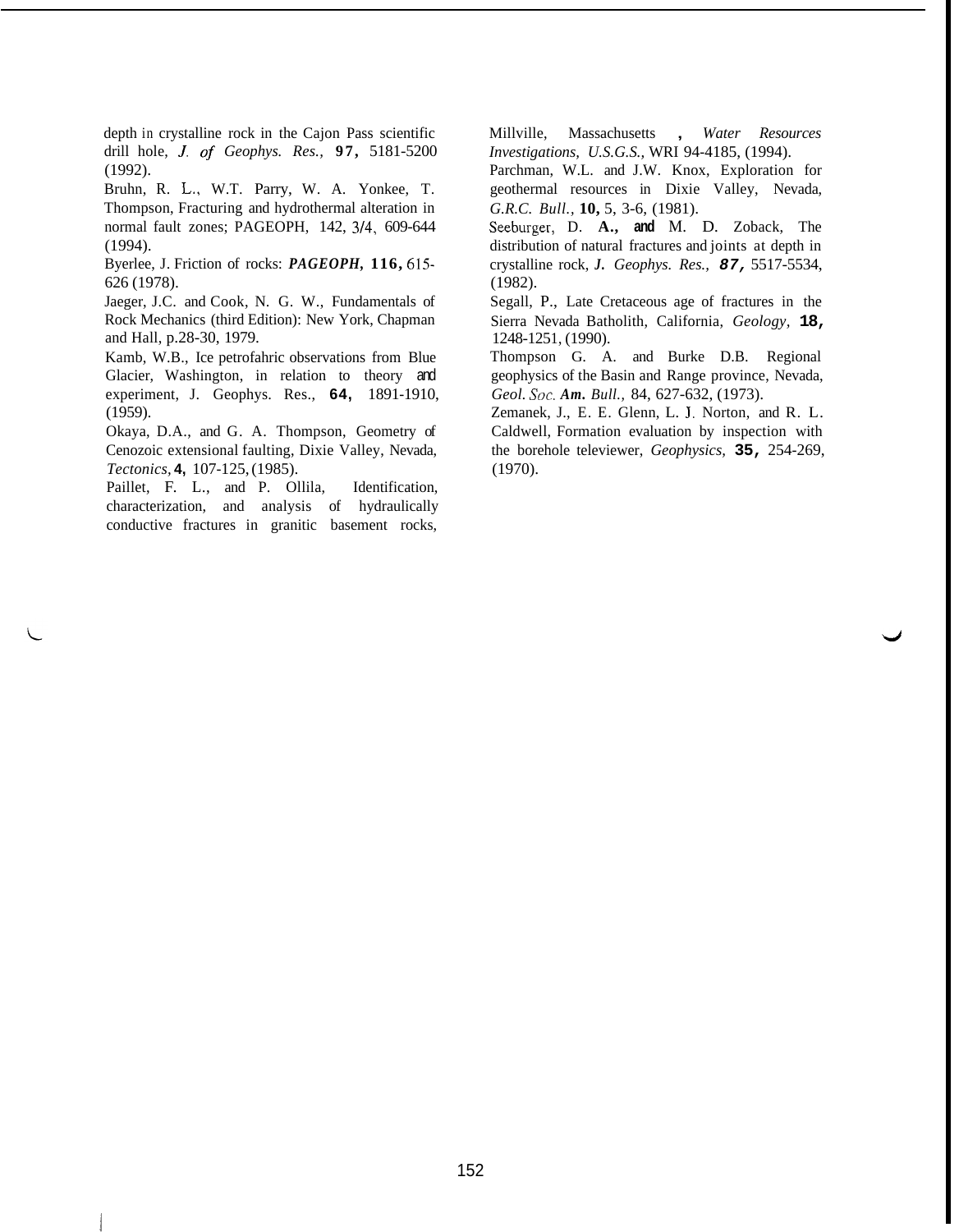depth in crystalline rock in the Cajon Pass scientific drill hole, *J. of Geophys. Res.,* **97,** 5181-5200 (1992).

Bruhn, R. L., W.T. Parry, W. A. Yonkee, T. Thompson, Fracturing and hydrothermal alteration in normal fault zones; PAGEOPH, 142, 3/4, 609-644 (1994).

Byerlee, J. Friction of rocks: ***PAGEOPH*, 116,** 615-626 (1978).

Jaeger, J.C. and Cook, N. G. W., Fundamentals of Rock Mechanics (third Edition): New York, Chapman and Hall, p.28-30, 1979.

Kamb, W.B., Ice petrofahric observations from Blue Glacier, Washington, in relation to theory and experiment, J. Geophys. Res., **64,** 1891-1910, (1959).

Okaya, D.A., and G. A. Thompson, Geometry of Cenozoic extensional faulting, Dixie Valley, Nevada, *Tectonics,* **4,** 107-125, (1985).

Paillet, F. L., and P. Ollila, Identification, characterization, and analysis of hydraulically conductive fractures in granitic basement rocks, Millville, Massachusetts, *Water Resources Investigations, U.S.G.S.,* WRI 94-4185, (1994).

Parchman, W.L. and J.W. Knox, Exploration for geothermal resources in Dixie Valley, Nevada, *G.R.C. Bull.,* **10,** 5, 3-6, (1981).

Seeburger, D. **A., and** M. D. Zoback, The distribution of natural fractures and joints at depth in crystalline rock, *J. Geophys. Res.,* ***87,*** 5517-5534, (1982).

Segall, P., Late Cretaceous age of fractures in the Sierra Nevada Batholith, California, *Geology,* **18,** 1248-1251, (1990).

Thompson G. A. and Burke D.B. Regional geophysics of the Basin and Range province, Nevada, *Geol. Soc.* ***Am.*** *Bull.,* 84, 627-632, (1973).

Zemanek, J., E. E. Glenn, L. J. Norton, and R. L. Caldwell, Formation evaluation by inspection with the borehole televiewer, *Geophysics,* **35,** 254-269, (1970).